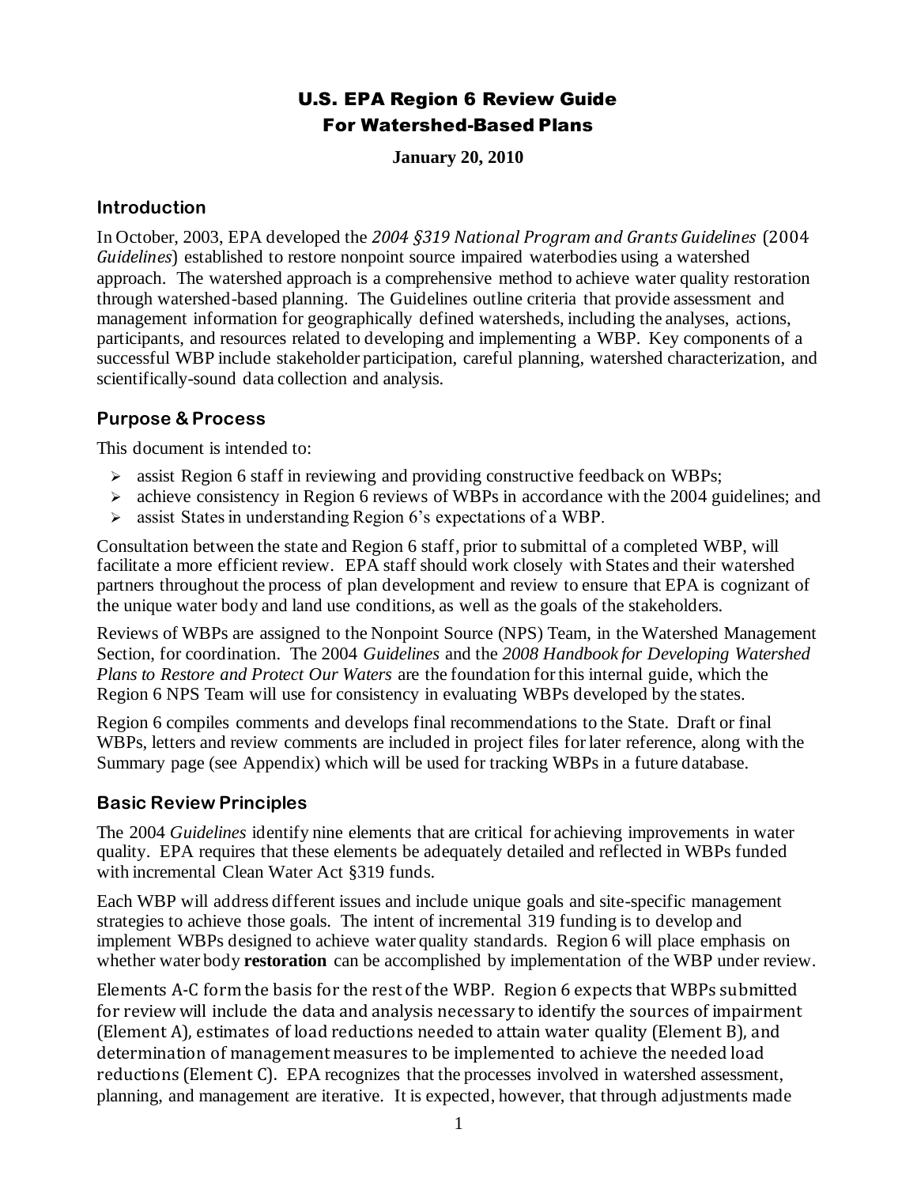# U.S. EPA Region 6 Review Guide For Watershed-Based Plans

**January 20, 2010**

## Introduction

In October, 2003, EPA developed the *2004 §319 National Program and Grants Guidelines* (2004 *Guidelines*) established to restore nonpoint source impaired waterbodies using a watershed approach. The watershed approach is a comprehensive method to achieve water quality restoration through watershed-based planning. The Guidelines outline criteria that provide assessment and management information for geographically defined watersheds, including the analyses, actions, participants, and resources related to developing and implementing a WBP. Key components of a successful WBP include stakeholder participation, careful planning, watershed characterization, and scientifically-sound data collection and analysis.

## Purpose & Process

This document is intended to:

- assist Region 6 staff in reviewing and providing constructive feedback on WBPs;
- achieve consistency in Region 6 reviews of WBPs in accordance with the 2004 guidelines; and
- assist States in understanding Region 6's expectations of a WBP.

Consultation between the state and Region 6 staff, prior to submittal of a completed WBP, will facilitate a more efficient review. EPA staff should work closely with States and their watershed partners throughout the process of plan development and review to ensure that EPA is cognizant of the unique water body and land use conditions, as well as the goals of the stakeholders.

Reviews of WBPs are assigned to the Nonpoint Source (NPS) Team, in the Watershed Management Section, for coordination. The 2004 *Guidelines* and the *2008 Handbook for Developing Watershed Plans to Restore and Protect Our Waters* are the foundation for this internal guide, which the Region 6 NPS Team will use for consistency in evaluating WBPs developed by the states.

Region 6 compiles comments and develops final recommendations to the State. Draft or final WBPs, letters and review comments are included in project files for later reference, along with the Summary page (see Appendix) which will be used for tracking WBPs in a future database.

## Basic Review Principles

The 2004 *Guidelines* identify nine elements that are critical for achieving improvements in water quality. EPA requires that these elements be adequately detailed and reflected in WBPs funded with incremental Clean Water Act §319 funds.

Each WBP will address different issues and include unique goals and site-specific management strategies to achieve those goals. The intent of incremental 319 funding is to develop and implement WBPs designed to achieve water quality standards. Region 6 will place emphasis on whether water body **restoration** can be accomplished by implementation of the WBP under review.

Elements A-C form the basis for the rest of the WBP. Region 6 expects that WBPs submitted for review will include the data and analysis necessary to identify the sources of impairment (Element A), estimates of load reductions needed to attain water quality (Element B), and determination of management measures to be implemented to achieve the needed load reductions (Element C). EPA recognizes that the processes involved in watershed assessment, planning, and management are iterative. It is expected, however, that through adjustments made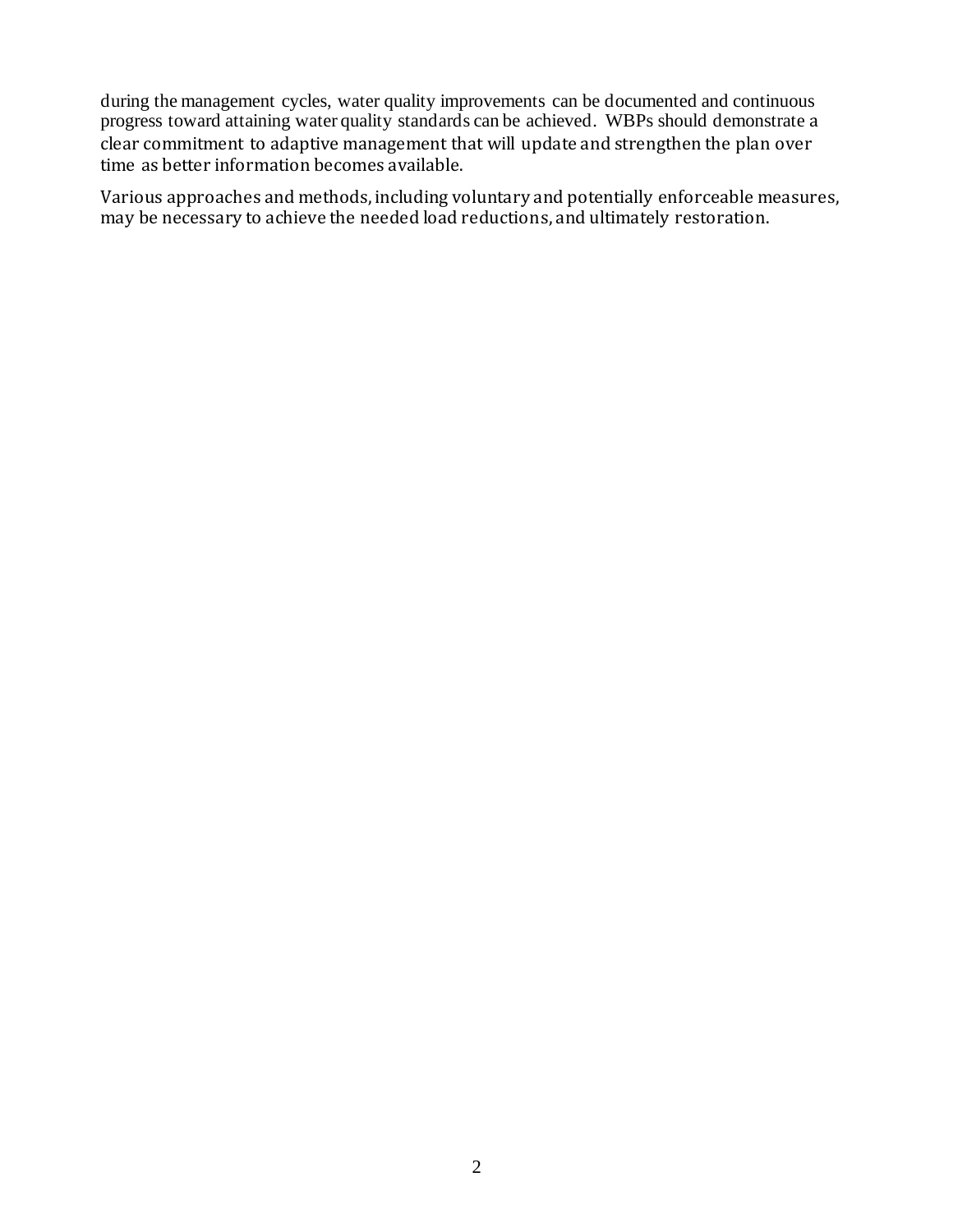during the management cycles, water quality improvements can be documented and continuous progress toward attaining water quality standards can be achieved. WBPs should demonstrate a clear commitment to adaptive management that will update and strengthen the plan over time as better information becomes available.

Various approaches and methods, including voluntary and potentially enforceable measures, may be necessary to achieve the needed load reductions, and ultimately restoration.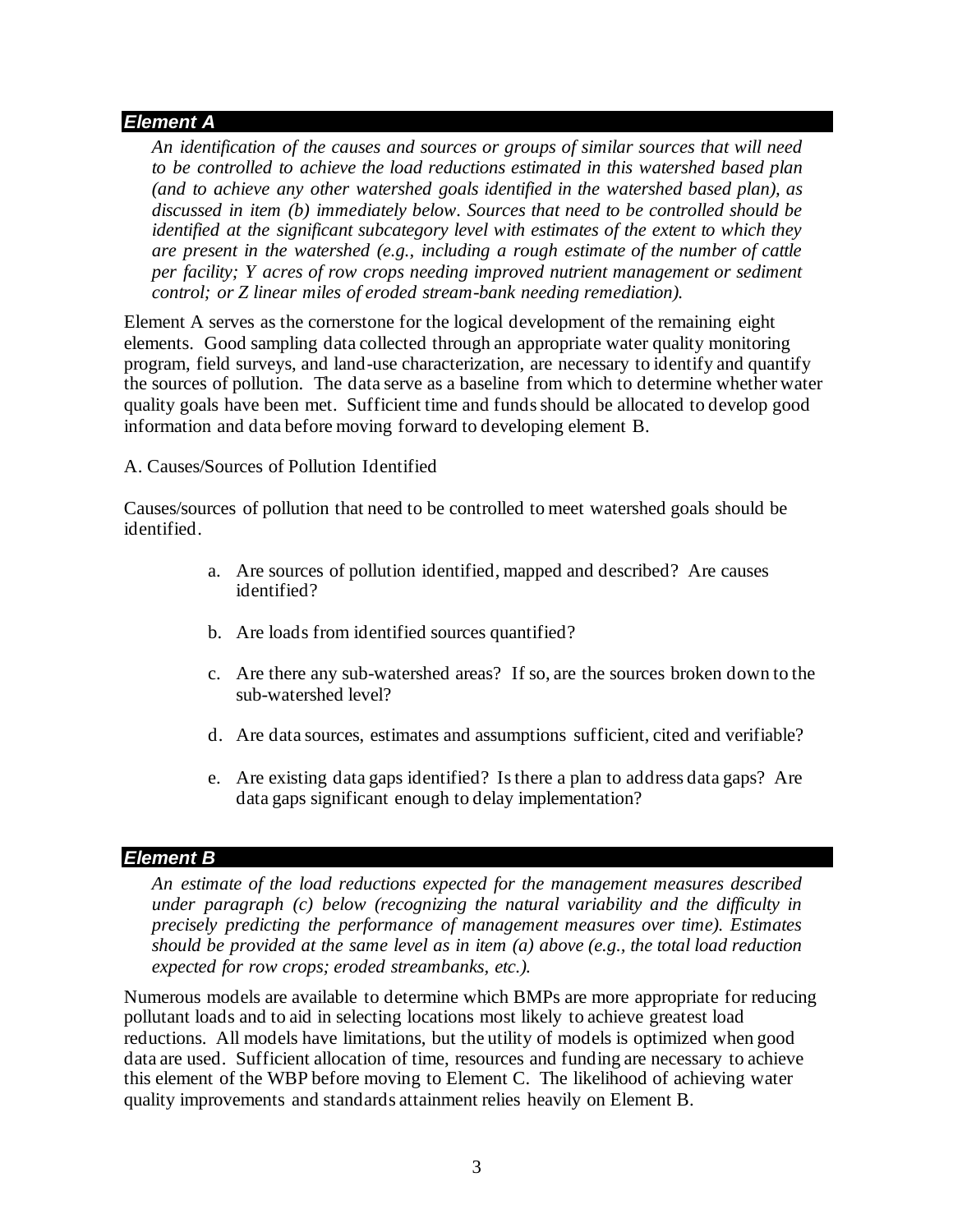## *Element A*

*An identification of the causes and sources or groups of similar sources that will need to be controlled to achieve the load reductions estimated in this watershed based plan (and to achieve any other watershed goals identified in the watershed based plan), as discussed in item (b) immediately below. Sources that need to be controlled should be identified at the significant subcategory level with estimates of the extent to which they are present in the watershed (e.g., including a rough estimate of the number of cattle per facility; Y acres of row crops needing improved nutrient management or sediment control; or Z linear miles of eroded stream-bank needing remediation).*

Element A serves as the cornerstone for the logical development of the remaining eight elements. Good sampling data collected through an appropriate water quality monitoring program, field surveys, and land-use characterization, are necessary to identify and quantify the sources of pollution. The data serve as a baseline from which to determine whether water quality goals have been met. Sufficient time and funds should be allocated to develop good information and data before moving forward to developing element B.

A. Causes/Sources of Pollution Identified

Causes/sources of pollution that need to be controlled to meet watershed goals should be identified.

a. Are sources of pollution identified, mapped and described? Are causes identified?

b. Are loads from identified sources quantified?

c. Are there any sub-watershed areas? If so, are the sources broken down to the sub-watershed level?

d. Are data sources, estimates and assumptions sufficient, cited and verifiable?

e. Are existing data gaps identified? Is there a plan to address data gaps? Are data gaps significant enough to delay implementation?

## *Element B*

*An estimate of the load reductions expected for the management measures described under paragraph (c) below (recognizing the natural variability and the difficulty in precisely predicting the performance of management measures over time). Estimates should be provided at the same level as in item (a) above (e.g., the total load reduction expected for row crops; eroded streambanks, etc.).*

Numerous models are available to determine which BMPs are more appropriate for reducing pollutant loads and to aid in selecting locations most likely to achieve greatest load reductions. All models have limitations, but the utility of models is optimized when good data are used. Sufficient allocation of time, resources and funding are necessary to achieve this element of the WBP before moving to Element C. The likelihood of achieving water quality improvements and standards attainment relies heavily on Element B.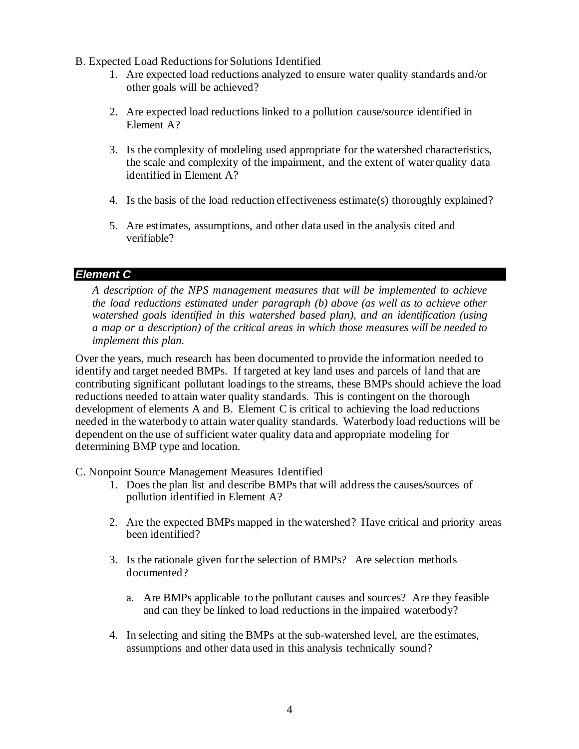B. Expected Load Reductions for Solutions Identified

1. Are expected load reductions analyzed to ensure water quality standards and/or other goals will be achieved?

2. Are expected load reductions linked to a pollution cause/source identified in Element A?

3. Is the complexity of modeling used appropriate for the watershed characteristics, the scale and complexity of the impairment, and the extent of water quality data identified in Element A?

4. Is the basis of the load reduction effectiveness estimate(s) thoroughly explained?

5. Are estimates, assumptions, and other data used in the analysis cited and verifiable?

## *Element C*

*A description of the NPS management measures that will be implemented to achieve the load reductions estimated under paragraph (b) above (as well as to achieve other watershed goals identified in this watershed based plan), and an identification (using a map or a description) of the critical areas in which those measures will be needed to implement this plan.*

Over the years, much research has been documented to provide the information needed to identify and target needed BMPs. If targeted at key land uses and parcels of land that are contributing significant pollutant loadings to the streams, these BMPs should achieve the load reductions needed to attain water quality standards. This is contingent on the thorough development of elements A and B. Element C is critical to achieving the load reductions needed in the waterbody to attain water quality standards. Waterbody load reductions will be dependent on the use of sufficient water quality data and appropriate modeling for determining BMP type and location.

C. Nonpoint Source Management Measures Identified

1. Does the plan list and describe BMPs that will address the causes/sources of pollution identified in Element A?

2. Are the expected BMPs mapped in the watershed? Have critical and priority areas been identified?

3. Is the rationale given for the selection of BMPs? Are selection methods documented?

   a. Are BMPs applicable to the pollutant causes and sources? Are they feasible and can they be linked to load reductions in the impaired waterbody?

4. In selecting and siting the BMPs at the sub-watershed level, are the estimates, assumptions and other data used in this analysis technically sound?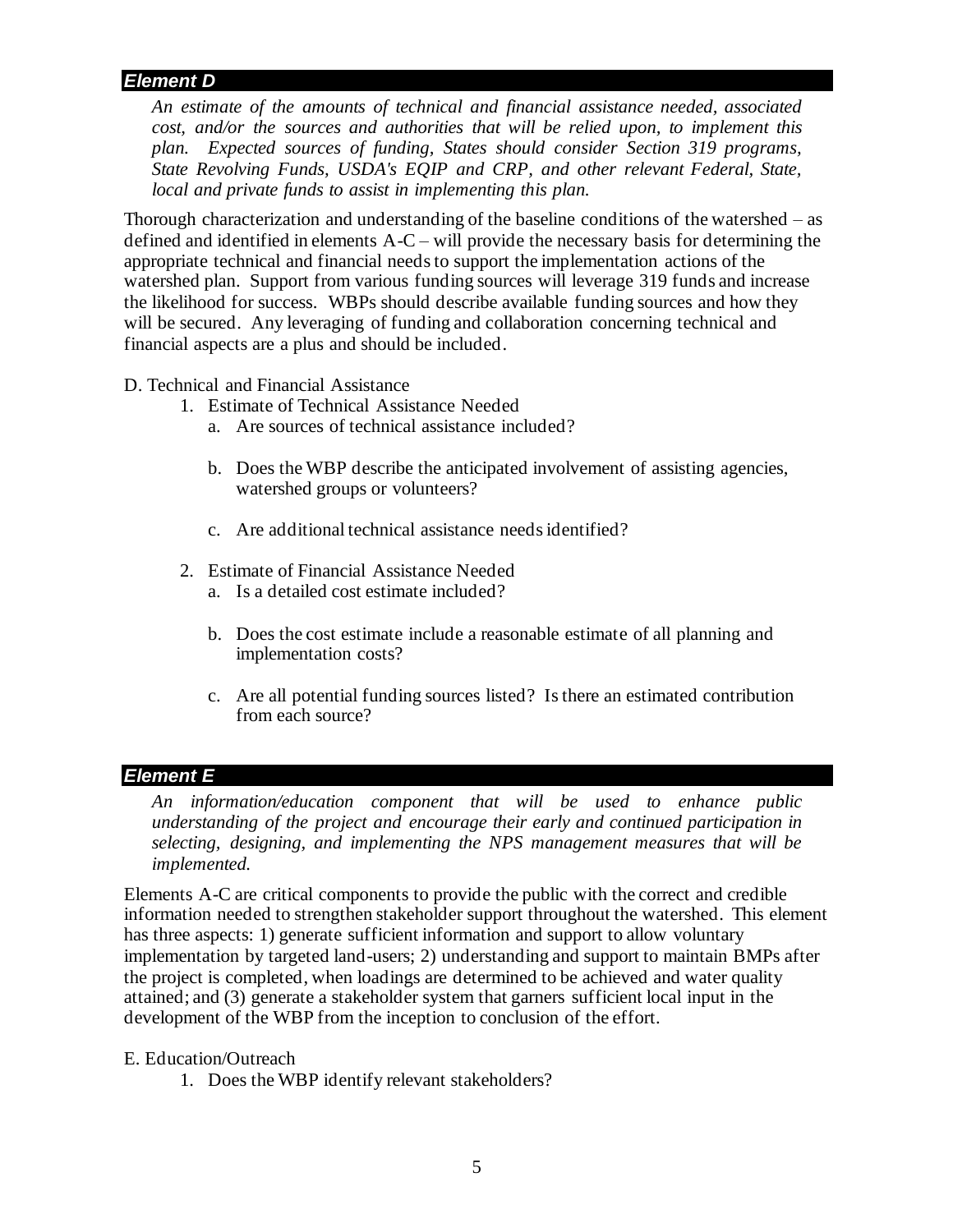## ***Element D***

*An estimate of the amounts of technical and financial assistance needed, associated cost, and/or the sources and authorities that will be relied upon, to implement this plan. Expected sources of funding, States should consider Section 319 programs, State Revolving Funds, USDA's EQIP and CRP, and other relevant Federal, State, local and private funds to assist in implementing this plan.*

Thorough characterization and understanding of the baseline conditions of the watershed – as defined and identified in elements A-C – will provide the necessary basis for determining the appropriate technical and financial needs to support the implementation actions of the watershed plan. Support from various funding sources will leverage 319 funds and increase the likelihood for success. WBPs should describe available funding sources and how they will be secured. Any leveraging of funding and collaboration concerning technical and financial aspects are a plus and should be included.

D. Technical and Financial Assistance

1. Estimate of Technical Assistance Needed
   a. Are sources of technical assistance included?
   b. Does the WBP describe the anticipated involvement of assisting agencies, watershed groups or volunteers?
   c. Are additional technical assistance needs identified?
2. Estimate of Financial Assistance Needed
   a. Is a detailed cost estimate included?
   b. Does the cost estimate include a reasonable estimate of all planning and implementation costs?
   c. Are all potential funding sources listed? Is there an estimated contribution from each source?

## ***Element E***

*An information/education component that will be used to enhance public understanding of the project and encourage their early and continued participation in selecting, designing, and implementing the NPS management measures that will be implemented.*

Elements A-C are critical components to provide the public with the correct and credible information needed to strengthen stakeholder support throughout the watershed. This element has three aspects: 1) generate sufficient information and support to allow voluntary implementation by targeted land-users; 2) understanding and support to maintain BMPs after the project is completed, when loadings are determined to be achieved and water quality attained; and (3) generate a stakeholder system that garners sufficient local input in the development of the WBP from the inception to conclusion of the effort.

E. Education/Outreach

1. Does the WBP identify relevant stakeholders?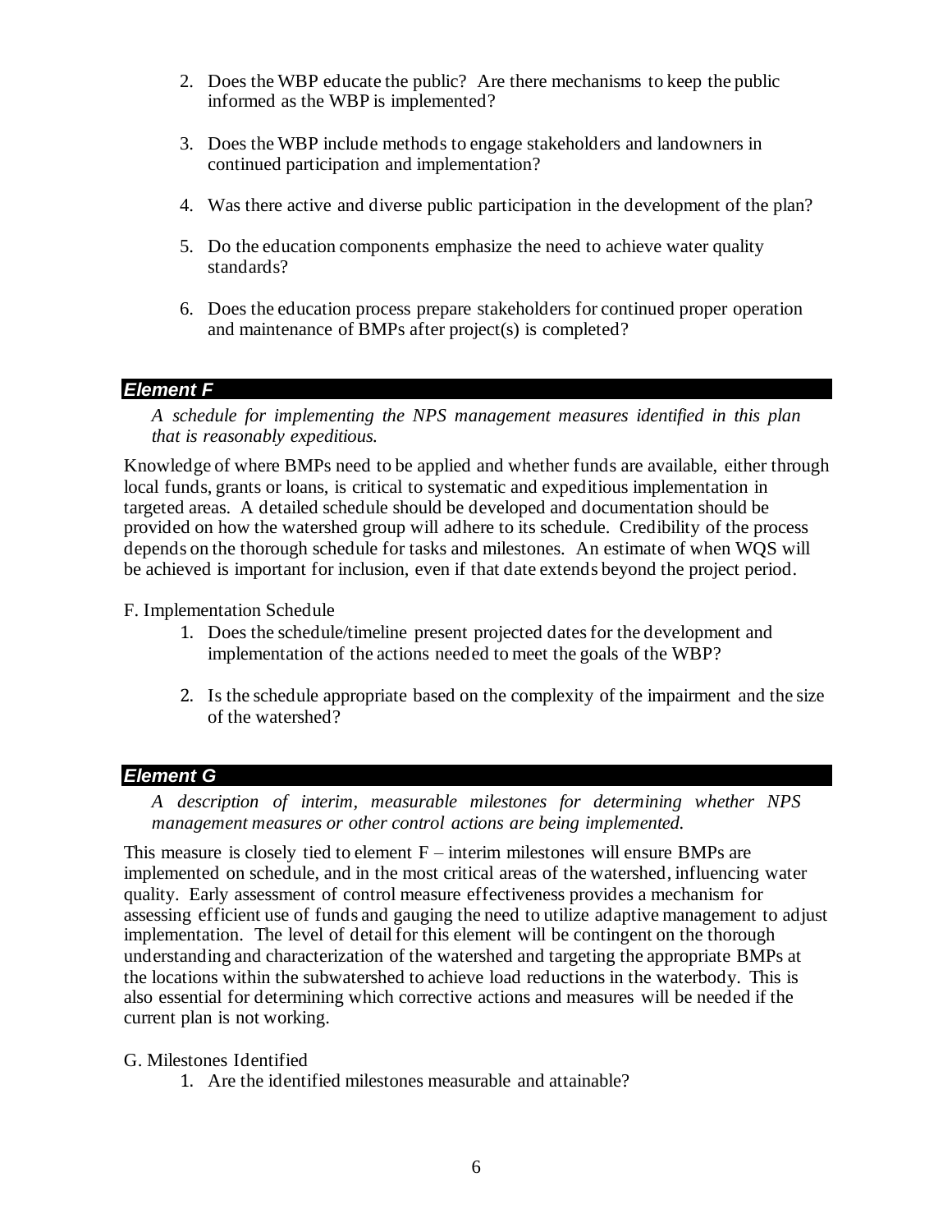2. Does the WBP educate the public? Are there mechanisms to keep the public informed as the WBP is implemented?

3. Does the WBP include methods to engage stakeholders and landowners in continued participation and implementation?

4. Was there active and diverse public participation in the development of the plan?

5. Do the education components emphasize the need to achieve water quality standards?

6. Does the education process prepare stakeholders for continued proper operation and maintenance of BMPs after project(s) is completed?

### ***Element F***

*A schedule for implementing the NPS management measures identified in this plan that is reasonably expeditious.*

Knowledge of where BMPs need to be applied and whether funds are available, either through local funds, grants or loans, is critical to systematic and expeditious implementation in targeted areas. A detailed schedule should be developed and documentation should be provided on how the watershed group will adhere to its schedule. Credibility of the process depends on the thorough schedule for tasks and milestones. An estimate of when WQS will be achieved is important for inclusion, even if that date extends beyond the project period.

F. Implementation Schedule

1. Does the schedule/timeline present projected dates for the development and implementation of the actions needed to meet the goals of the WBP?

2. Is the schedule appropriate based on the complexity of the impairment and the size of the watershed?

### ***Element G***

*A description of interim, measurable milestones for determining whether NPS management measures or other control actions are being implemented.*

This measure is closely tied to element F – interim milestones will ensure BMPs are implemented on schedule, and in the most critical areas of the watershed, influencing water quality. Early assessment of control measure effectiveness provides a mechanism for assessing efficient use of funds and gauging the need to utilize adaptive management to adjust implementation. The level of detail for this element will be contingent on the thorough understanding and characterization of the watershed and targeting the appropriate BMPs at the locations within the subwatershed to achieve load reductions in the waterbody. This is also essential for determining which corrective actions and measures will be needed if the current plan is not working.

G. Milestones Identified

1. Are the identified milestones measurable and attainable?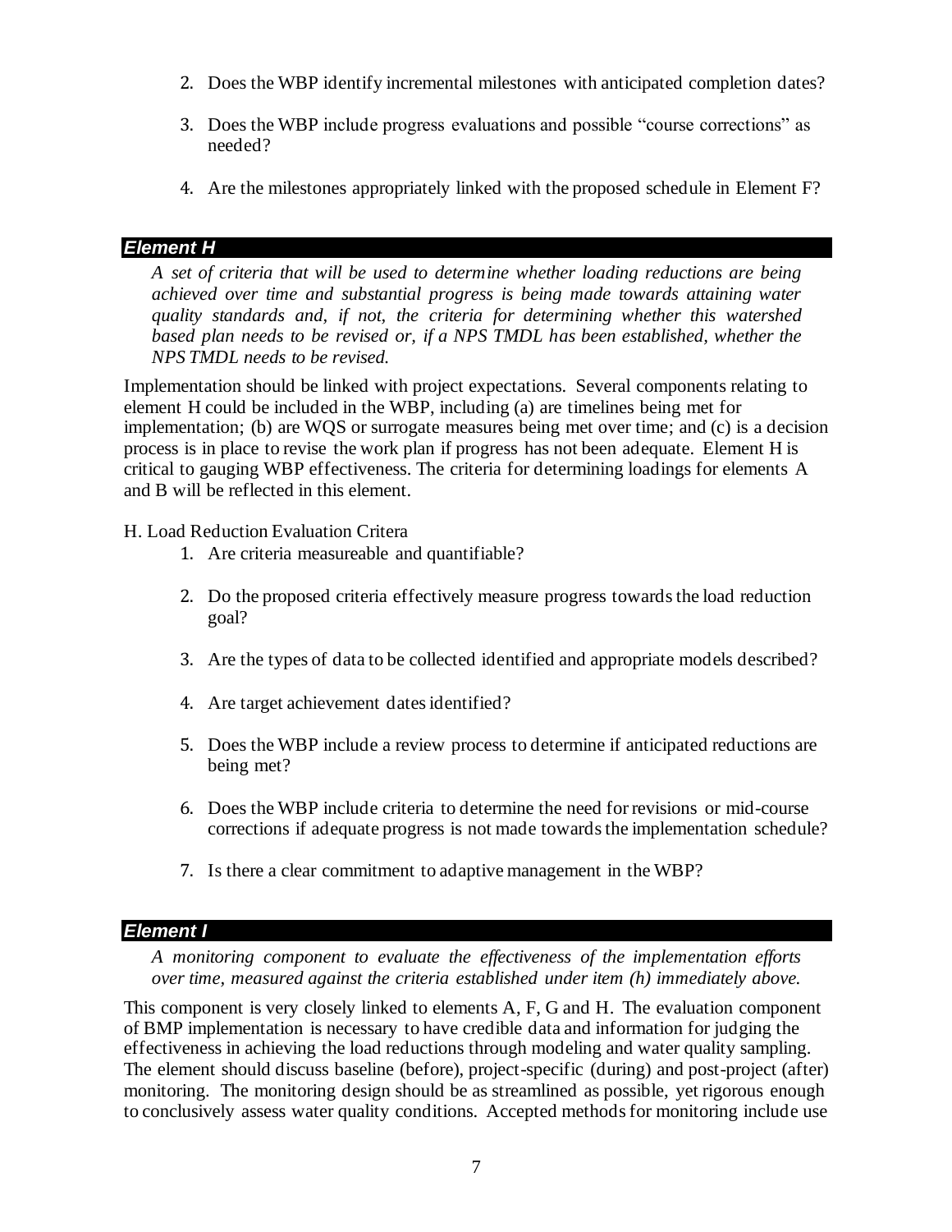2. Does the WBP identify incremental milestones with anticipated completion dates?

3. Does the WBP include progress evaluations and possible "course corrections" as needed?

4. Are the milestones appropriately linked with the proposed schedule in Element F?

## *Element H*

*A set of criteria that will be used to determine whether loading reductions are being achieved over time and substantial progress is being made towards attaining water quality standards and, if not, the criteria for determining whether this watershed based plan needs to be revised or, if a NPS TMDL has been established, whether the NPS TMDL needs to be revised.*

Implementation should be linked with project expectations. Several components relating to element H could be included in the WBP, including (a) are timelines being met for implementation; (b) are WQS or surrogate measures being met over time; and (c) is a decision process is in place to revise the work plan if progress has not been adequate. Element H is critical to gauging WBP effectiveness. The criteria for determining loadings for elements A and B will be reflected in this element.

H. Load Reduction Evaluation Critera

1. Are criteria measureable and quantifiable?

2. Do the proposed criteria effectively measure progress towards the load reduction goal?

3. Are the types of data to be collected identified and appropriate models described?

4. Are target achievement dates identified?

5. Does the WBP include a review process to determine if anticipated reductions are being met?

6. Does the WBP include criteria to determine the need for revisions or mid-course corrections if adequate progress is not made towards the implementation schedule?

7. Is there a clear commitment to adaptive management in the WBP?

## *Element I*

*A monitoring component to evaluate the effectiveness of the implementation efforts over time, measured against the criteria established under item (h) immediately above.*

This component is very closely linked to elements A, F, G and H. The evaluation component of BMP implementation is necessary to have credible data and information for judging the effectiveness in achieving the load reductions through modeling and water quality sampling. The element should discuss baseline (before), project-specific (during) and post-project (after) monitoring. The monitoring design should be as streamlined as possible, yet rigorous enough to conclusively assess water quality conditions. Accepted methods for monitoring include use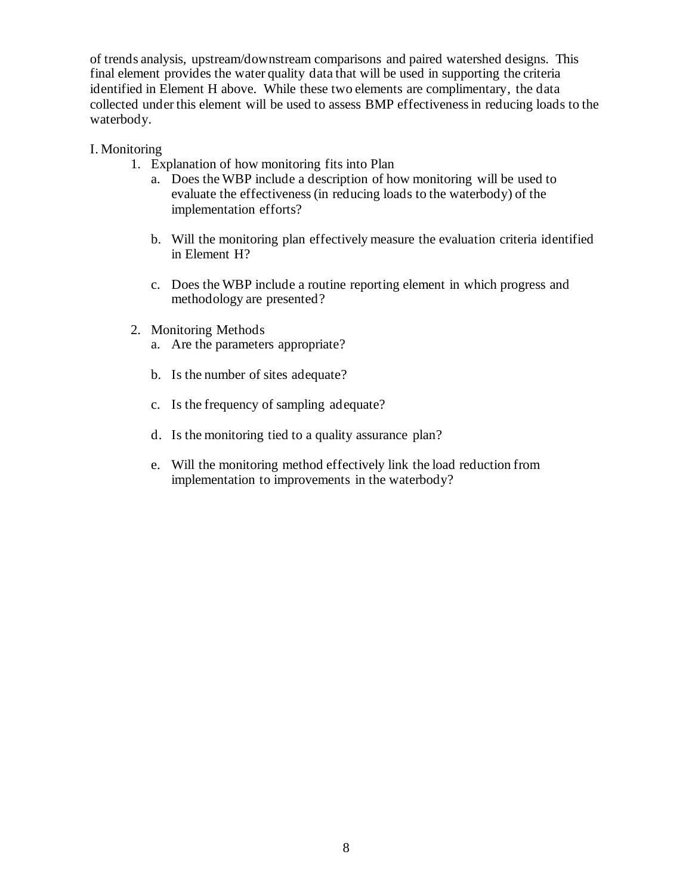of trends analysis, upstream/downstream comparisons and paired watershed designs. This final element provides the water quality data that will be used in supporting the criteria identified in Element H above. While these two elements are complimentary, the data collected under this element will be used to assess BMP effectiveness in reducing loads to the waterbody.

I. Monitoring

1. Explanation of how monitoring fits into Plan
    a. Does the WBP include a description of how monitoring will be used to evaluate the effectiveness (in reducing loads to the waterbody) of the implementation efforts?

    b. Will the monitoring plan effectively measure the evaluation criteria identified in Element H?

    c. Does the WBP include a routine reporting element in which progress and methodology are presented?

2. Monitoring Methods
    a. Are the parameters appropriate?

    b. Is the number of sites adequate?

    c. Is the frequency of sampling adequate?

    d. Is the monitoring tied to a quality assurance plan?

    e. Will the monitoring method effectively link the load reduction from implementation to improvements in the waterbody?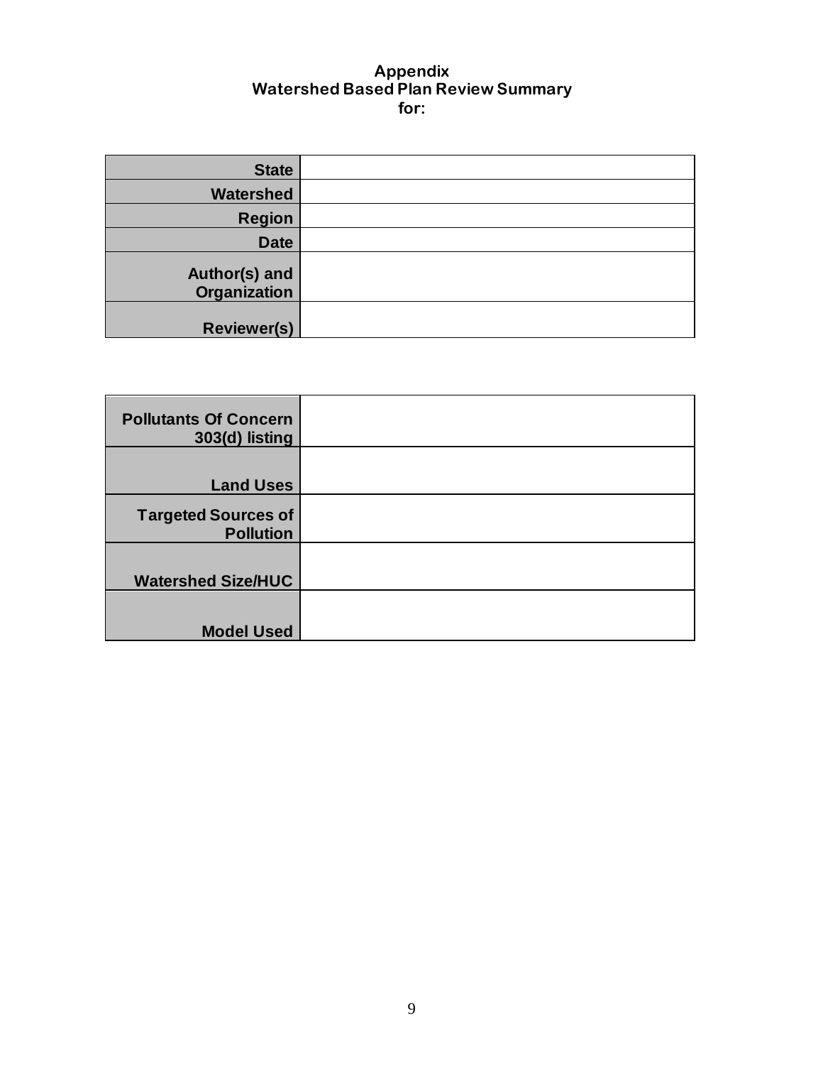# Appendix
## Watershed Based Plan Review Summary
## for:

| | |
|---|---|
| **State** | |
| **Watershed** | |
| **Region** | |
| **Date** | |
| **Author(s) and Organization** | |
| **Reviewer(s)** | |

| | |
|---|---|
| **Pollutants Of Concern 303(d) listing** | |
| **Land Uses** | |
| **Targeted Sources of Pollution** | |
| **Watershed Size/HUC** | |
| **Model Used** | |